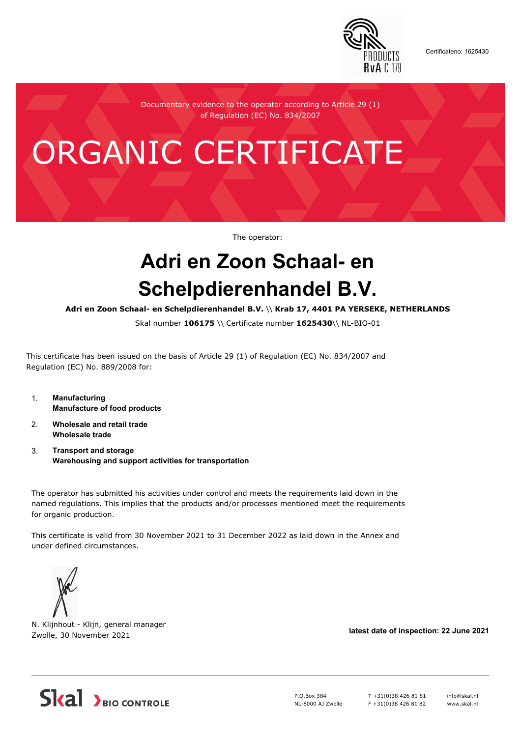Certificateno: 1625430

Documentary evidence to the operator according to Article 29 (1) of Regulation (EC) No. 834/2007

# ORGANIC CERTIFICATE

The operator:

## Adri en Zoon Schaal- en Schelpdierenhandel B.V.

**Adri en Zoon Schaal- en Schelpdierenhandel B.V.** \\ **Krab 17, 4401 PA YERSEKE, NETHERLANDS**

Skal number **106175** \\ Certificate number **1625430**\\ NL-BIO-01

This certificate has been issued on the basis of Article 29 (1) of Regulation (EC) No. 834/2007 and Regulation (EC) No. 889/2008 for:

1. **Manufacturing**
   **Manufacture of food products**
2. **Wholesale and retail trade**
   **Wholesale trade**
3. **Transport and storage**
   **Warehousing and support activities for transportation**

The operator has submitted his activities under control and meets the requirements laid down in the named regulations. This implies that the products and/or processes mentioned meet the requirements for organic production.

This certificate is valid from 30 November 2021 to 31 December 2022 as laid down in the Annex and under defined circumstances.

N. Klijnhout - Klijn, general manager
Zwolle, 30 November 2021

**latest date of inspection: 22 June 2021**

Skal BIO CONTROLE

P.O.Box 384
NL-8000 AJ Zwolle

T +31(0)38 426 81 81
F +31(0)38 426 81 82

info@skal.nl
www.skal.nl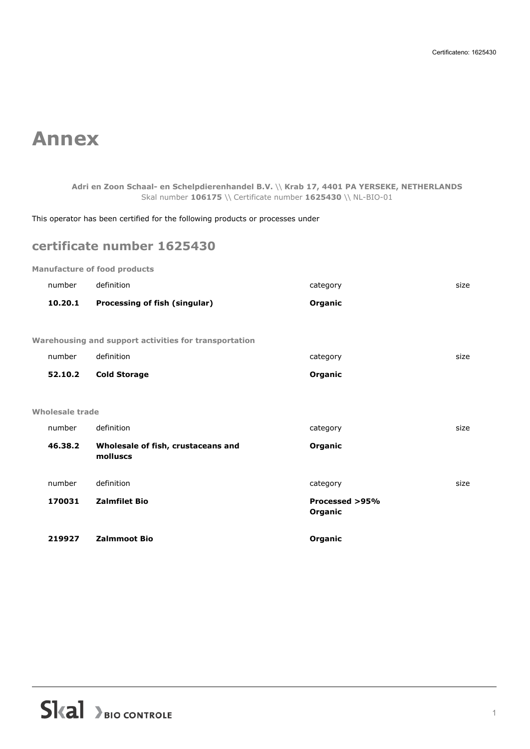# Annex

**Adri en Zoon Schaal- en Schelpdierenhandel B.V.** \\ **Krab 17, 4401 PA YERSEKE, NETHERLANDS**
Skal number **106175** \\ Certificate number **1625430** \\ NL-BIO-01

This operator has been certified for the following products or processes under

## certificate number 1625430

### Manufacture of food products

| number | definition | category | size |
|---|---|---|---|
| **10.20.1** | **Processing of fish (singular)** | **Organic** | |

### Warehousing and support activities for transportation

| number | definition | category | size |
|---|---|---|---|
| **52.10.2** | **Cold Storage** | **Organic** | |

### Wholesale trade

| number | definition | category | size |
|---|---|---|---|
| **46.38.2** | **Wholesale of fish, crustaceans and molluscs** | **Organic** | |

| number | definition | category | size |
|---|---|---|---|
| **170031** | **Zalmfilet Bio** | **Processed >95% Organic** | |
| **219927** | **Zalmmoot Bio** | **Organic** | |